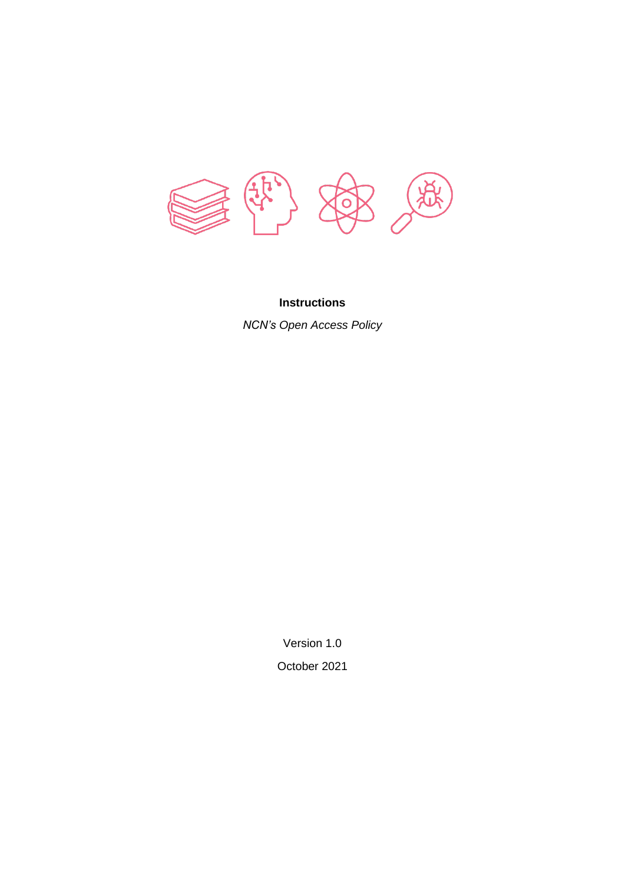**Instructions**

*NCN's Open Access Policy*

Version 1.0

October 2021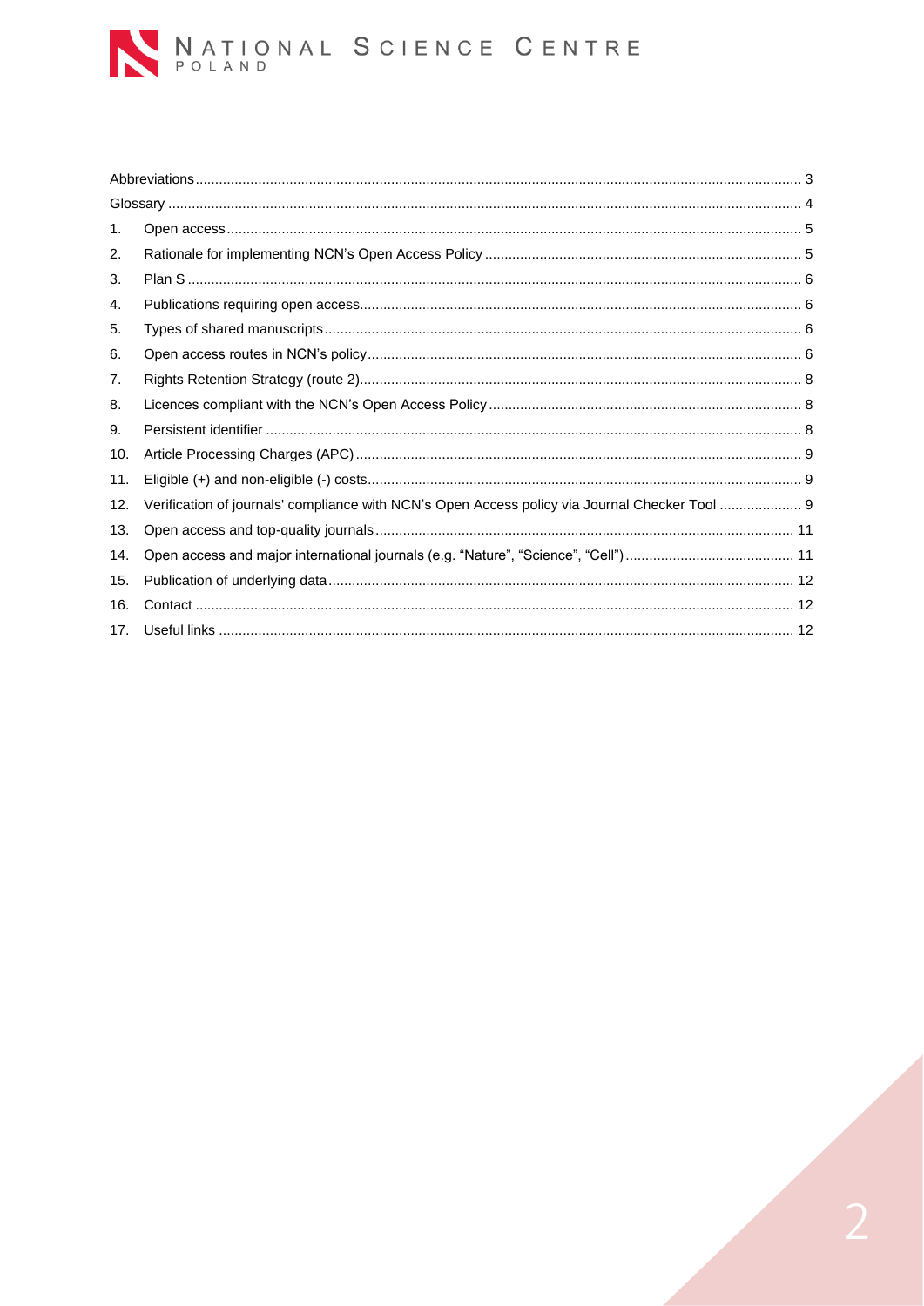| | | |
|---|---|---|
| Abbreviations | | 3 |
| Glossary | | 4 |
| 1. | Open access | 5 |
| 2. | Rationale for implementing NCN's Open Access Policy | 5 |
| 3. | Plan S | 6 |
| 4. | Publications requiring open access | 6 |
| 5. | Types of shared manuscripts | 6 |
| 6. | Open access routes in NCN's policy | 6 |
| 7. | Rights Retention Strategy (route 2) | 8 |
| 8. | Licences compliant with the NCN's Open Access Policy | 8 |
| 9. | Persistent identifier | 8 |
| 10. | Article Processing Charges (APC) | 9 |
| 11. | Eligible (+) and non-eligible (-) costs | 9 |
| 12. | Verification of journals' compliance with NCN's Open Access policy via Journal Checker Tool | 9 |
| 13. | Open access and top-quality journals | 11 |
| 14. | Open access and major international journals (e.g. "Nature", "Science", "Cell") | 11 |
| 15. | Publication of underlying data | 12 |
| 16. | Contact | 12 |
| 17. | Useful links | 12 |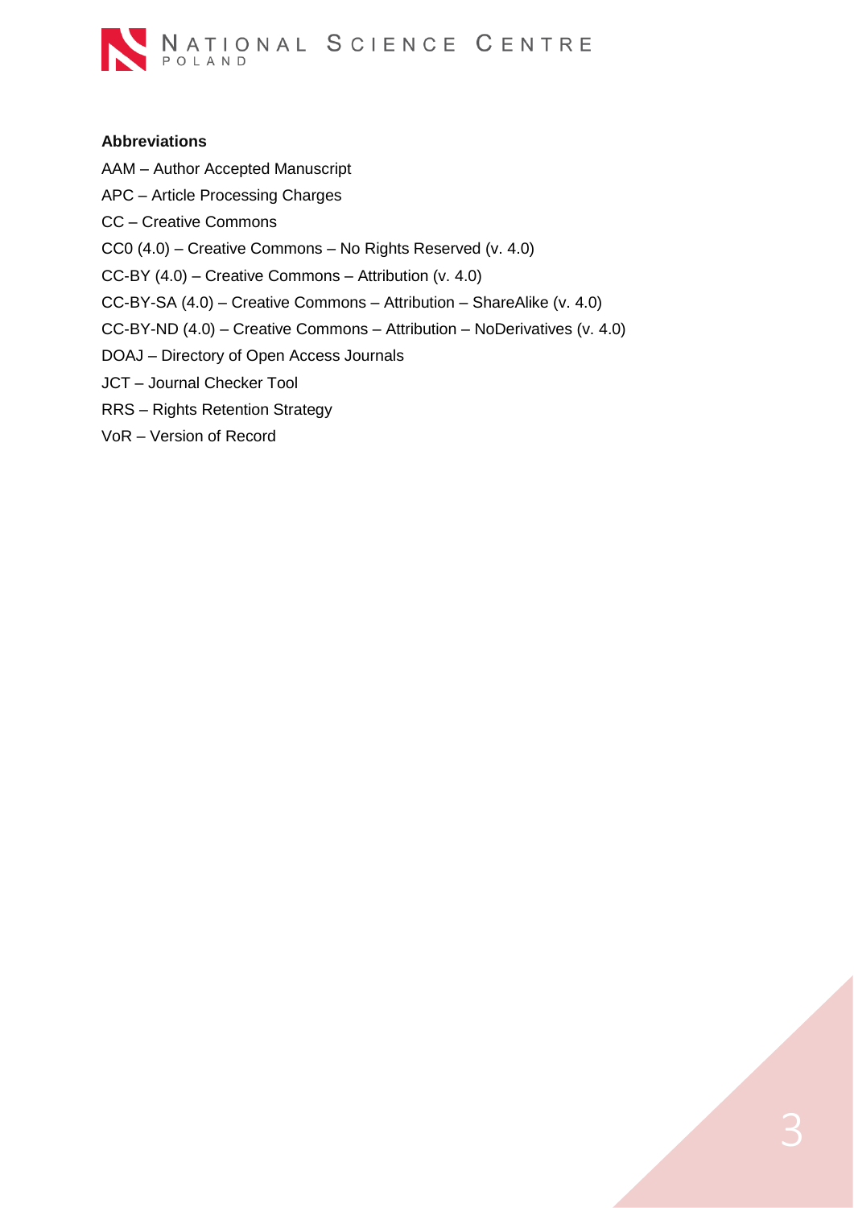**Abbreviations**

AAM – Author Accepted Manuscript

APC – Article Processing Charges

CC – Creative Commons

CC0 (4.0) – Creative Commons – No Rights Reserved (v. 4.0)

CC-BY (4.0) – Creative Commons – Attribution (v. 4.0)

CC-BY-SA (4.0) – Creative Commons – Attribution – ShareAlike (v. 4.0)

CC-BY-ND (4.0) – Creative Commons – Attribution – NoDerivatives (v. 4.0)

DOAJ – Directory of Open Access Journals

JCT – Journal Checker Tool

RRS – Rights Retention Strategy

VoR – Version of Record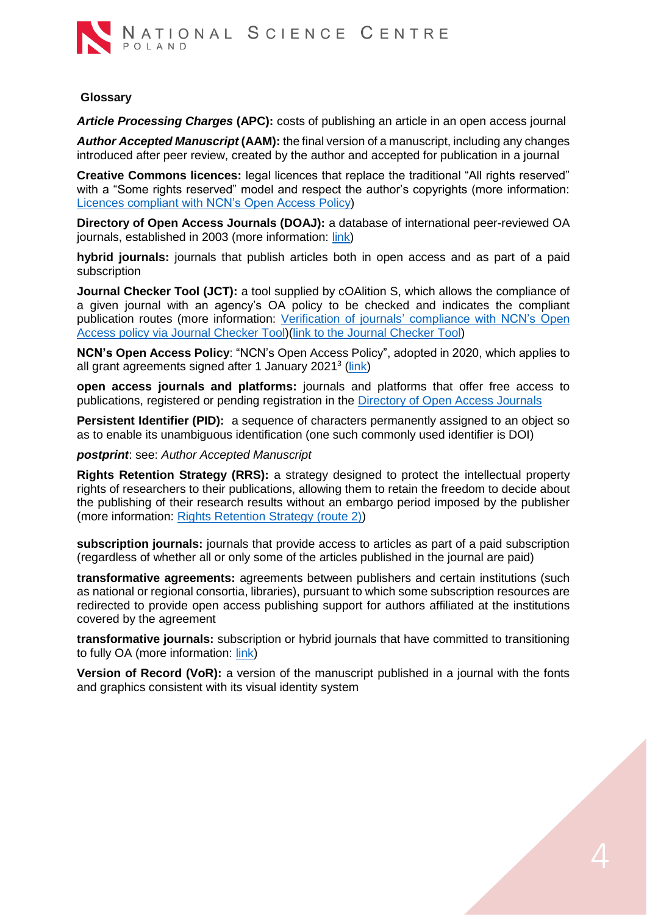## Glossary

***Article Processing Charges* (APC):** costs of publishing an article in an open access journal

***Author Accepted Manuscript* (AAM):** the final version of a manuscript, including any changes introduced after peer review, created by the author and accepted for publication in a journal

**Creative Commons licences:** legal licences that replace the traditional "All rights reserved" with a "Some rights reserved" model and respect the author's copyrights (more information: Licences compliant with NCN's Open Access Policy)

**Directory of Open Access Journals (DOAJ):** a database of international peer-reviewed OA journals, established in 2003 (more information: link)

**hybrid journals:** journals that publish articles both in open access and as part of a paid subscription

**Journal Checker Tool (JCT):** a tool supplied by cOAlition S, which allows the compliance of a given journal with an agency's OA policy to be checked and indicates the compliant publication routes (more information: Verification of journals' compliance with NCN's Open Access policy via Journal Checker Tool)(link to the Journal Checker Tool)

**NCN's Open Access Policy**: "NCN's Open Access Policy", adopted in 2020, which applies to all grant agreements signed after 1 January 2021[3] (link)

**open access journals and platforms:** journals and platforms that offer free access to publications, registered or pending registration in the Directory of Open Access Journals

**Persistent Identifier (PID):** a sequence of characters permanently assigned to an object so as to enable its unambiguous identification (one such commonly used identifier is DOI)

***postprint***: see: *Author Accepted Manuscript*

**Rights Retention Strategy (RRS):** a strategy designed to protect the intellectual property rights of researchers to their publications, allowing them to retain the freedom to decide about the publishing of their research results without an embargo period imposed by the publisher (more information: Rights Retention Strategy (route 2))

**subscription journals:** journals that provide access to articles as part of a paid subscription (regardless of whether all or only some of the articles published in the journal are paid)

**transformative agreements:** agreements between publishers and certain institutions (such as national or regional consortia, libraries), pursuant to which some subscription resources are redirected to provide open access publishing support for authors affiliated at the institutions covered by the agreement

**transformative journals:** subscription or hybrid journals that have committed to transitioning to fully OA (more information: link)

**Version of Record (VoR):** a version of the manuscript published in a journal with the fonts and graphics consistent with its visual identity system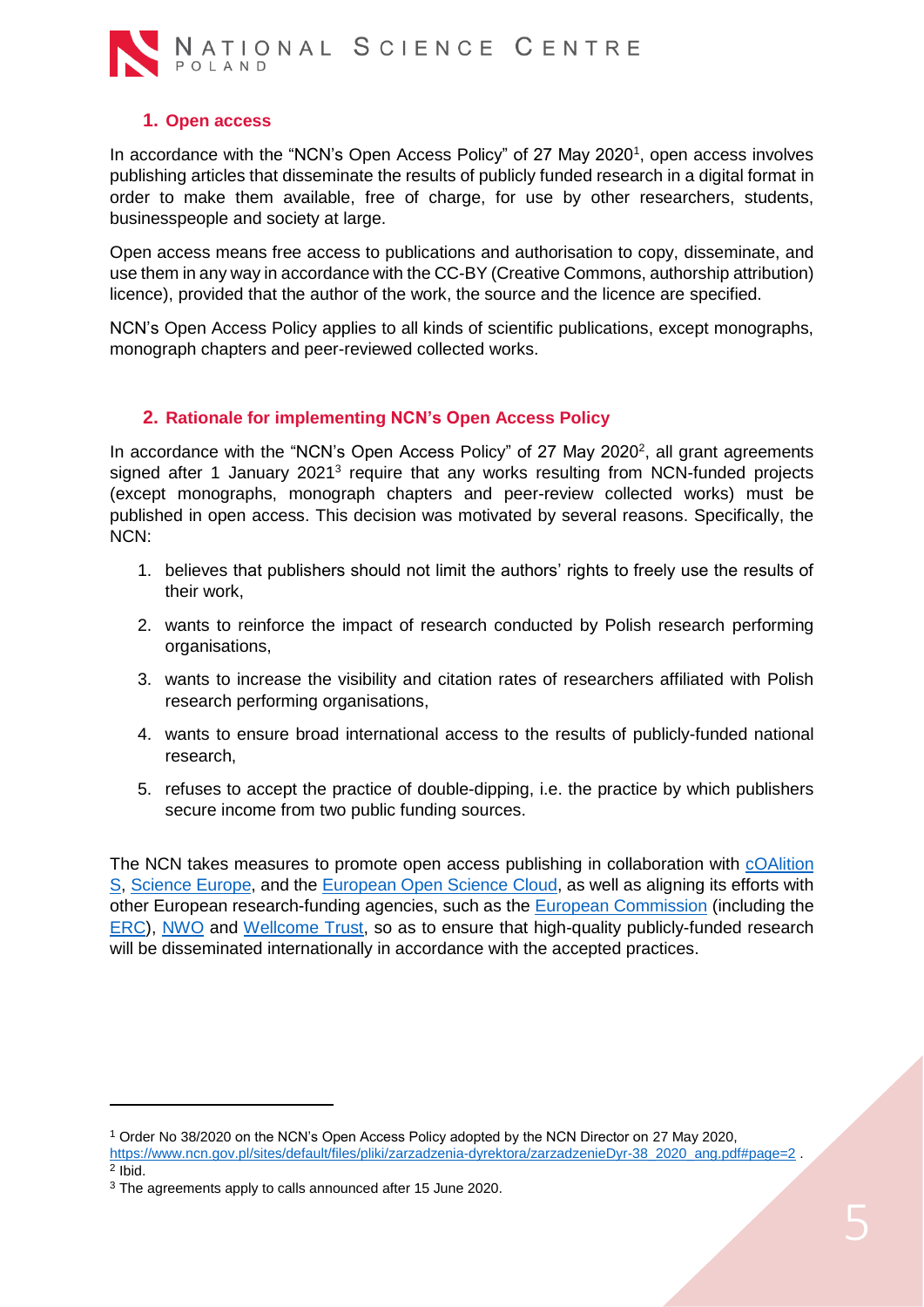## 1. Open access

In accordance with the "NCN's Open Access Policy" of 27 May 2020[1], open access involves publishing articles that disseminate the results of publicly funded research in a digital format in order to make them available, free of charge, for use by other researchers, students, businesspeople and society at large.

Open access means free access to publications and authorisation to copy, disseminate, and use them in any way in accordance with the CC-BY (Creative Commons, authorship attribution) licence), provided that the author of the work, the source and the licence are specified.

NCN's Open Access Policy applies to all kinds of scientific publications, except monographs, monograph chapters and peer-reviewed collected works.

## 2. Rationale for implementing NCN's Open Access Policy

In accordance with the "NCN's Open Access Policy" of 27 May 2020[2], all grant agreements signed after 1 January 2021[3] require that any works resulting from NCN-funded projects (except monographs, monograph chapters and peer-review collected works) must be published in open access. This decision was motivated by several reasons. Specifically, the NCN:

1. believes that publishers should not limit the authors' rights to freely use the results of their work,
2. wants to reinforce the impact of research conducted by Polish research performing organisations,
3. wants to increase the visibility and citation rates of researchers affiliated with Polish research performing organisations,
4. wants to ensure broad international access to the results of publicly-funded national research,
5. refuses to accept the practice of double-dipping, i.e. the practice by which publishers secure income from two public funding sources.

The NCN takes measures to promote open access publishing in collaboration with cOAlition S, Science Europe, and the European Open Science Cloud, as well as aligning its efforts with other European research-funding agencies, such as the European Commission (including the ERC), NWO and Wellcome Trust, so as to ensure that high-quality publicly-funded research will be disseminated internationally in accordance with the accepted practices.

---

[1] Order No 38/2020 on the NCN's Open Access Policy adopted by the NCN Director on 27 May 2020, https://www.ncn.gov.pl/sites/default/files/pliki/zarzadzenia-dyrektora/zarzadzenieDyr-38_2020_ang.pdf#page=2 .

[2] Ibid.

[3] The agreements apply to calls announced after 15 June 2020.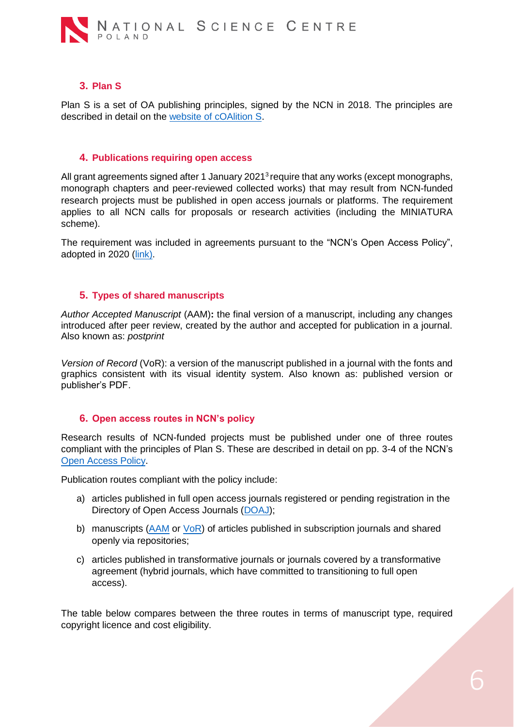## 3. Plan S

Plan S is a set of OA publishing principles, signed by the NCN in 2018. The principles are described in detail on the [website of cOAlition S](#).

## 4. Publications requiring open access

All grant agreements signed after 1 January 2021[3] require that any works (except monographs, monograph chapters and peer-reviewed collected works) that may result from NCN-funded research projects must be published in open access journals or platforms. The requirement applies to all NCN calls for proposals or research activities (including the MINIATURA scheme).

The requirement was included in agreements pursuant to the "NCN's Open Access Policy", adopted in 2020 ([link](#)).

## 5. Types of shared manuscripts

*Author Accepted Manuscript* (AAM)**:** the final version of a manuscript, including any changes introduced after peer review, created by the author and accepted for publication in a journal. Also known as: *postprint*

*Version of Record* (VoR): a version of the manuscript published in a journal with the fonts and graphics consistent with its visual identity system. Also known as: published version or publisher's PDF.

## 6. Open access routes in NCN's policy

Research results of NCN-funded projects must be published under one of three routes compliant with the principles of Plan S. These are described in detail on pp. 3-4 of the NCN's [Open Access Policy](#).

Publication routes compliant with the policy include:

a) articles published in full open access journals registered or pending registration in the Directory of Open Access Journals ([DOAJ](#));

b) manuscripts ([AAM](#) or [VoR](#)) of articles published in subscription journals and shared openly via repositories;

c) articles published in transformative journals or journals covered by a transformative agreement (hybrid journals, which have committed to transitioning to full open access).

The table below compares between the three routes in terms of manuscript type, required copyright licence and cost eligibility.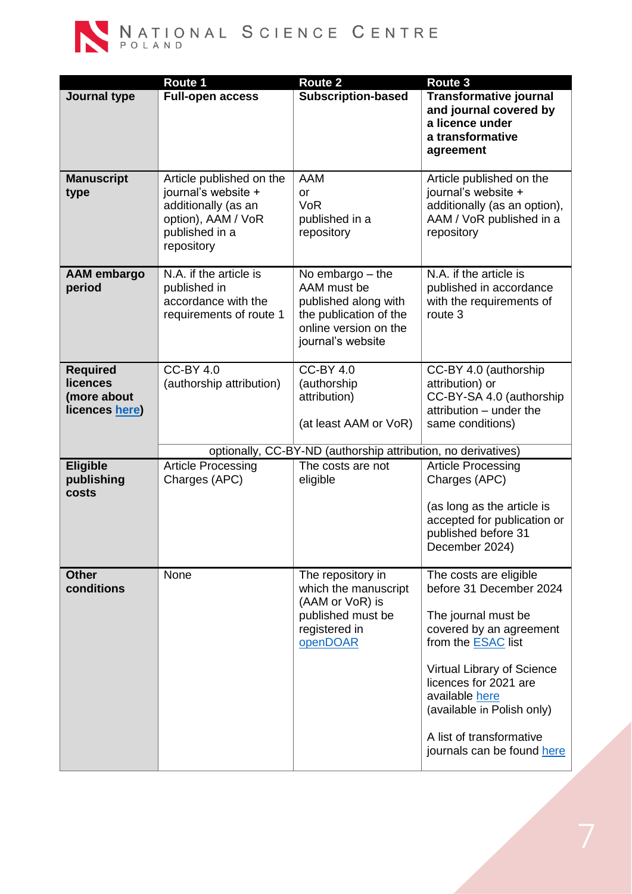| | Route 1 | Route 2 | Route 3 |
|---|---|---|---|
| **Journal type** | **Full-open access** | **Subscription-based** | **Transformative journal and journal covered by a licence under a transformative agreement** |
| **Manuscript type** | Article published on the journal's website + additionally (as an option), AAM / VoR published in a repository | AAM or VoR published in a repository | Article published on the journal's website + additionally (as an option), AAM / VoR published in a repository |
| **AAM embargo period** | N.A. if the article is published in accordance with the requirements of route 1 | No embargo – the AAM must be published along with the publication of the online version on the journal's website | N.A. if the article is published in accordance with the requirements of route 3 |
| **Required licences (more about licences here)** | CC-BY 4.0 (authorship attribution) | CC-BY 4.0 (authorship attribution) (at least AAM or VoR) | CC-BY 4.0 (authorship attribution) or CC-BY-SA 4.0 (authorship attribution – under the same conditions) |
| | optionally, CC-BY-ND (authorship attribution, no derivatives) | | |
| **Eligible publishing costs** | Article Processing Charges (APC) | The costs are not eligible | Article Processing Charges (APC) (as long as the article is accepted for publication or published before 31 December 2024) |
| **Other conditions** | None | The repository in which the manuscript (AAM or VoR) is published must be registered in openDOAR | The costs are eligible before 31 December 2024<br><br>The journal must be covered by an agreement from the ESAC list<br><br>Virtual Library of Science licences for 2021 are available here (available in Polish only)<br><br>A list of transformative journals can be found here |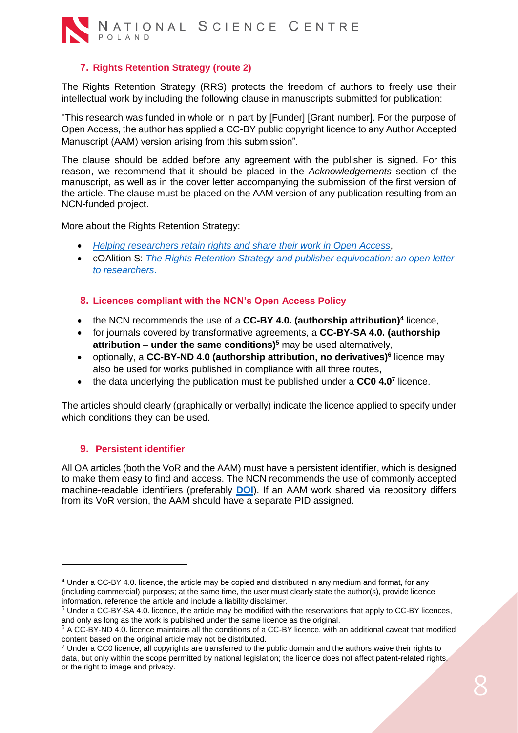## 7. Rights Retention Strategy (route 2)

The Rights Retention Strategy (RRS) protects the freedom of authors to freely use their intellectual work by including the following clause in manuscripts submitted for publication:

"This research was funded in whole or in part by [Funder] [Grant number]. For the purpose of Open Access, the author has applied a CC-BY public copyright licence to any Author Accepted Manuscript (AAM) version arising from this submission".

The clause should be added before any agreement with the publisher is signed. For this reason, we recommend that it should be placed in the *Acknowledgements* section of the manuscript, as well as in the cover letter accompanying the submission of the first version of the article. The clause must be placed on the AAM version of any publication resulting from an NCN-funded project.

More about the Rights Retention Strategy:

- *Helping researchers retain rights and share their work in Open Access*,
- cOAlition S: *The Rights Retention Strategy and publisher equivocation: an open letter to researchers*.

## 8. Licences compliant with the NCN's Open Access Policy

- the NCN recommends the use of a **CC-BY 4.0. (authorship attribution)**[4] licence,
- for journals covered by transformative agreements, a **CC-BY-SA 4.0. (authorship attribution – under the same conditions)**[5] may be used alternatively,
- optionally, a **CC-BY-ND 4.0 (authorship attribution, no derivatives)**[6] licence may also be used for works published in compliance with all three routes,
- the data underlying the publication must be published under a **CC0 4.0**[7] licence.

The articles should clearly (graphically or verbally) indicate the licence applied to specify under which conditions they can be used.

## 9. Persistent identifier

All OA articles (both the VoR and the AAM) must have a persistent identifier, which is designed to make them easy to find and access. The NCN recommends the use of commonly accepted machine-readable identifiers (preferably **DOI**). If an AAM work shared via repository differs from its VoR version, the AAM should have a separate PID assigned.

---

[4] Under a CC-BY 4.0. licence, the article may be copied and distributed in any medium and format, for any (including commercial) purposes; at the same time, the user must clearly state the author(s), provide licence information, reference the article and include a liability disclaimer.

[5] Under a CC-BY-SA 4.0. licence, the article may be modified with the reservations that apply to CC-BY licences, and only as long as the work is published under the same licence as the original.

[6] A CC-BY-ND 4.0. licence maintains all the conditions of a CC-BY licence, with an additional caveat that modified content based on the original article may not be distributed.

[7] Under a CC0 licence, all copyrights are transferred to the public domain and the authors waive their rights to data, but only within the scope permitted by national legislation; the licence does not affect patent-related rights, or the right to image and privacy.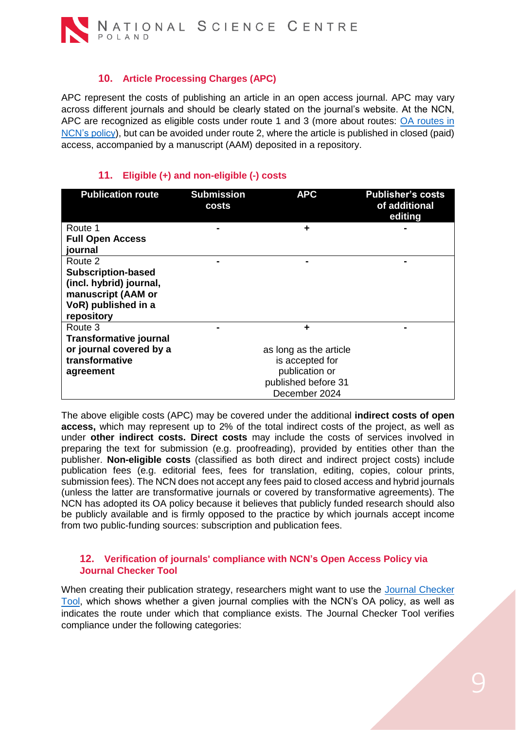### 10. Article Processing Charges (APC)

APC represent the costs of publishing an article in an open access journal. APC may vary across different journals and should be clearly stated on the journal's website. At the NCN, APC are recognized as eligible costs under route 1 and 3 (more about routes: [OA routes in NCN's policy]), but can be avoided under route 2, where the article is published in closed (paid) access, accompanied by a manuscript (AAM) deposited in a repository.

### 11. Eligible (+) and non-eligible (-) costs

| Publication route | Submission costs | APC | Publisher's costs of additional editing |
|---|---|---|---|
| Route 1 **Full Open Access journal** | - | + | - |
| Route 2 **Subscription-based (incl. hybrid) journal, manuscript (AAM or VoR) published in a repository** | - | - | - |
| Route 3 **Transformative journal or journal covered by a transformative agreement** | - | + as long as the article is accepted for publication or published before 31 December 2024 | - |

The above eligible costs (APC) may be covered under the additional **indirect costs of open access,** which may represent up to 2% of the total indirect costs of the project, as well as under **other indirect costs. Direct costs** may include the costs of services involved in preparing the text for submission (e.g. proofreading), provided by entities other than the publisher. **Non-eligible costs** (classified as both direct and indirect project costs) include publication fees (e.g. editorial fees, fees for translation, editing, copies, colour prints, submission fees). The NCN does not accept any fees paid to closed access and hybrid journals (unless the latter are transformative journals or covered by transformative agreements). The NCN has adopted its OA policy because it believes that publicly funded research should also be publicly available and is firmly opposed to the practice by which journals accept income from two public-funding sources: subscription and publication fees.

### 12. Verification of journals' compliance with NCN's Open Access Policy via Journal Checker Tool

When creating their publication strategy, researchers might want to use the [Journal Checker Tool], which shows whether a given journal complies with the NCN's OA policy, as well as indicates the route under which that compliance exists. The Journal Checker Tool verifies compliance under the following categories: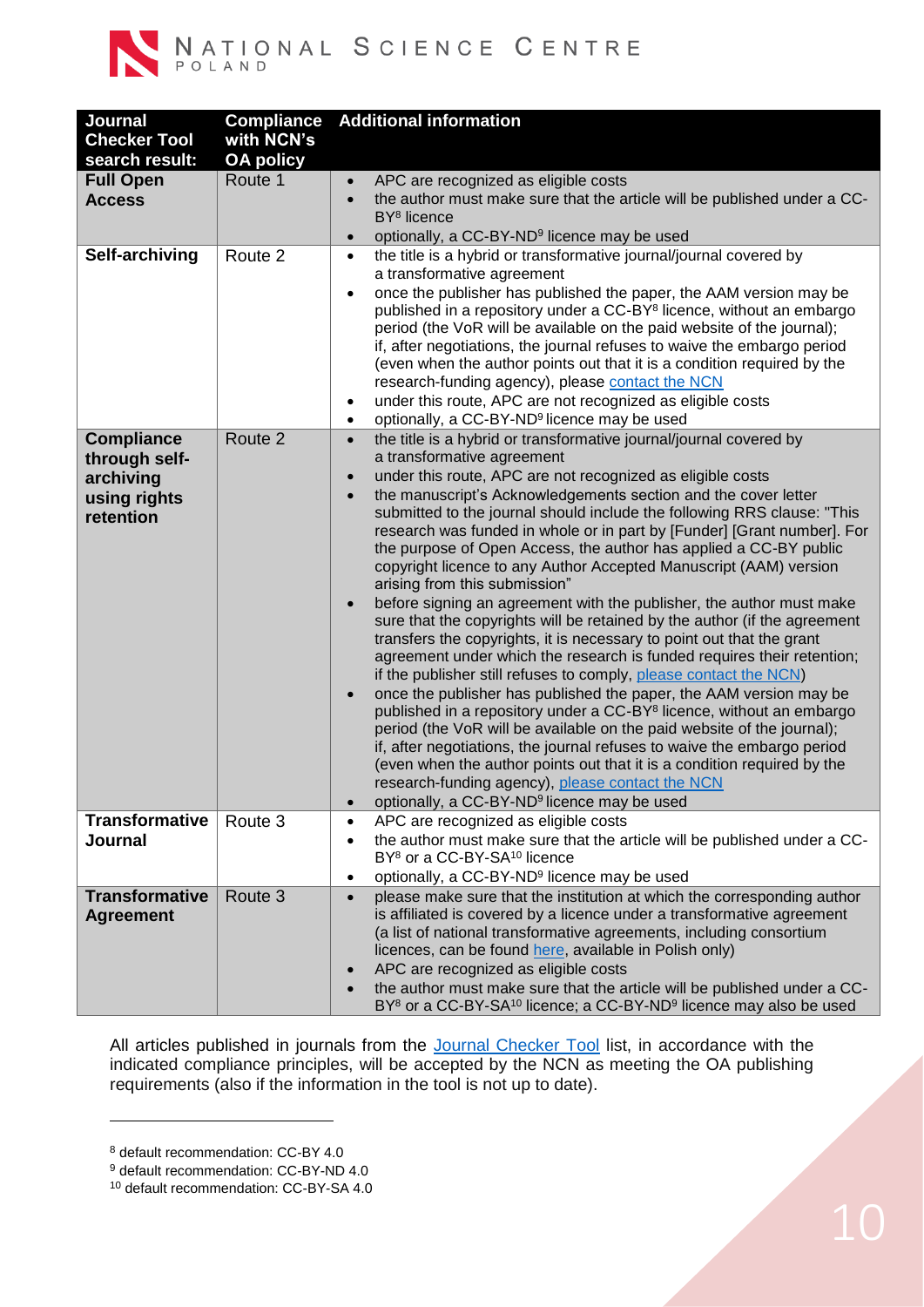| Journal Checker Tool search result: | Compliance with NCN's OA policy | Additional information |
|---|---|---|
| **Full Open Access** | Route 1 | • APC are recognized as eligible costs<br>• the author must make sure that the article will be published under a CC-BY[8] licence<br>• optionally, a CC-BY-ND[9] licence may be used |
| **Self-archiving** | Route 2 | • the title is a hybrid or transformative journal/journal covered by a transformative agreement<br>• once the publisher has published the paper, the AAM version may be published in a repository under a CC-BY[8] licence, without an embargo period (the VoR will be available on the paid website of the journal); if, after negotiations, the journal refuses to waive the embargo period (even when the author points out that it is a condition required by the research-funding agency), please contact the NCN<br>• under this route, APC are not recognized as eligible costs<br>• optionally, a CC-BY-ND[9] licence may be used |
| **Compliance through self-archiving using rights retention** | Route 2 | • the title is a hybrid or transformative journal/journal covered by a transformative agreement<br>• under this route, APC are not recognized as eligible costs<br>• the manuscript's Acknowledgements section and the cover letter submitted to the journal should include the following RRS clause: "This research was funded in whole or in part by [Funder] [Grant number]. For the purpose of Open Access, the author has applied a CC-BY public copyright licence to any Author Accepted Manuscript (AAM) version arising from this submission"<br>• before signing an agreement with the publisher, the author must make sure that the copyrights will be retained by the author (if the agreement transfers the copyrights, it is necessary to point out that the grant agreement under which the research is funded requires their retention; if the publisher still refuses to comply, please contact the NCN)<br>• once the publisher has published the paper, the AAM version may be published in a repository under a CC-BY[8] licence, without an embargo period (the VoR will be available on the paid website of the journal); if, after negotiations, the journal refuses to waive the embargo period (even when the author points out that it is a condition required by the research-funding agency), please contact the NCN<br>• optionally, a CC-BY-ND[9] licence may be used |
| **Transformative Journal** | Route 3 | • APC are recognized as eligible costs<br>• the author must make sure that the article will be published under a CC-BY[8] or a CC-BY-SA[10] licence<br>• optionally, a CC-BY-ND[9] licence may be used |
| **Transformative Agreement** | Route 3 | • please make sure that the institution at which the corresponding author is affiliated is covered by a licence under a transformative agreement (a list of national transformative agreements, including consortium licences, can be found here, available in Polish only)<br>• APC are recognized as eligible costs<br>• the author must make sure that the article will be published under a CC-BY[8] or a CC-BY-SA[10] licence; a CC-BY-ND[9] licence may also be used |

All articles published in journals from the Journal Checker Tool list, in accordance with the indicated compliance principles, will be accepted by the NCN as meeting the OA publishing requirements (also if the information in the tool is not up to date).

[8] default recommendation: CC-BY 4.0

[9] default recommendation: CC-BY-ND 4.0

[10] default recommendation: CC-BY-SA 4.0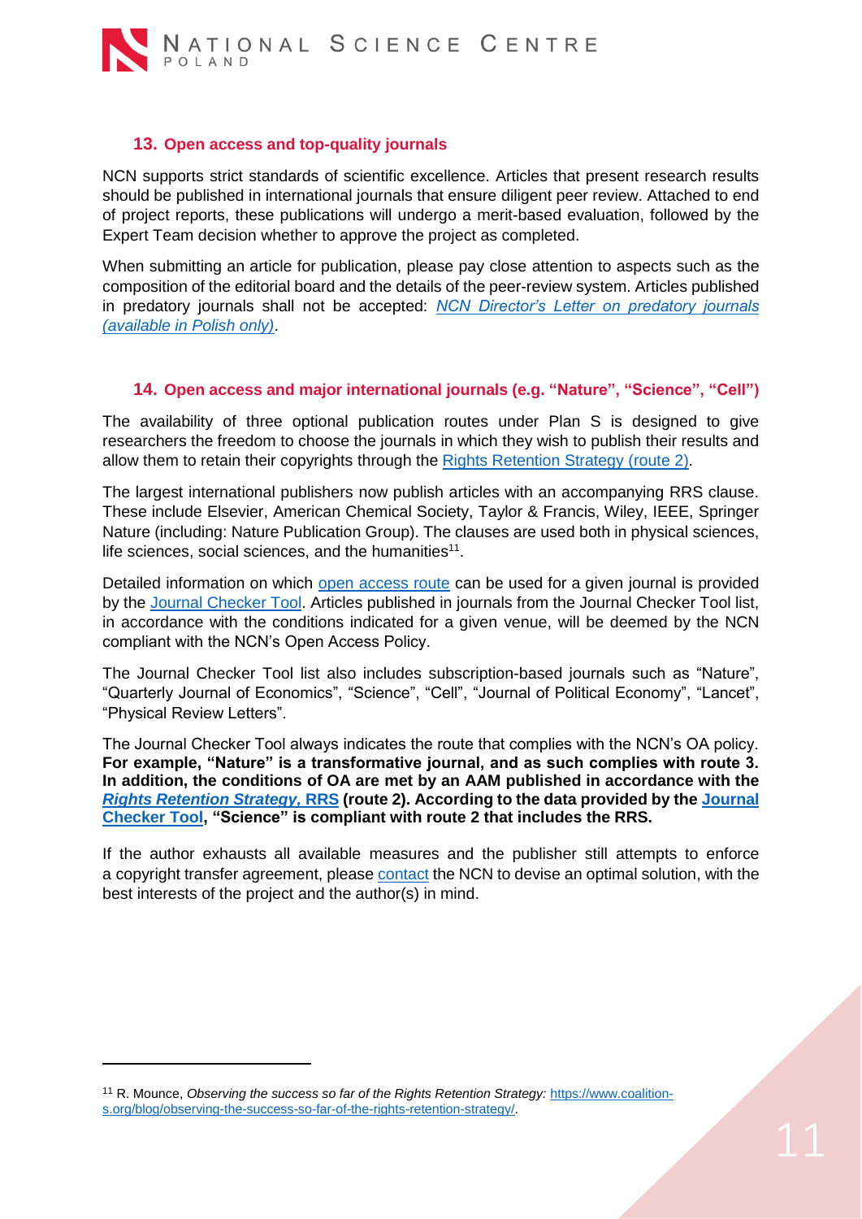## 13. Open access and top-quality journals

NCN supports strict standards of scientific excellence. Articles that present research results should be published in international journals that ensure diligent peer review. Attached to end of project reports, these publications will undergo a merit-based evaluation, followed by the Expert Team decision whether to approve the project as completed.

When submitting an article for publication, please pay close attention to aspects such as the composition of the editorial board and the details of the peer-review system. Articles published in predatory journals shall not be accepted: *NCN Director's Letter on predatory journals (available in Polish only)*.

## 14. Open access and major international journals (e.g. "Nature", "Science", "Cell")

The availability of three optional publication routes under Plan S is designed to give researchers the freedom to choose the journals in which they wish to publish their results and allow them to retain their copyrights through the Rights Retention Strategy (route 2).

The largest international publishers now publish articles with an accompanying RRS clause. These include Elsevier, American Chemical Society, Taylor & Francis, Wiley, IEEE, Springer Nature (including: Nature Publication Group). The clauses are used both in physical sciences, life sciences, social sciences, and the humanities[11].

Detailed information on which open access route can be used for a given journal is provided by the Journal Checker Tool. Articles published in journals from the Journal Checker Tool list, in accordance with the conditions indicated for a given venue, will be deemed by the NCN compliant with the NCN's Open Access Policy.

The Journal Checker Tool list also includes subscription-based journals such as "Nature", "Quarterly Journal of Economics", "Science", "Cell", "Journal of Political Economy", "Lancet", "Physical Review Letters".

The Journal Checker Tool always indicates the route that complies with the NCN's OA policy. **For example, "Nature" is a transformative journal, and as such complies with route 3. In addition, the conditions of OA are met by an AAM published in accordance with the *Rights Retention Strategy*, RRS (route 2). According to the data provided by the Journal Checker Tool, "Science" is compliant with route 2 that includes the RRS.**

If the author exhausts all available measures and the publisher still attempts to enforce a copyright transfer agreement, please contact the NCN to devise an optimal solution, with the best interests of the project and the author(s) in mind.

---

[11] R. Mounce, *Observing the success so far of the Rights Retention Strategy:* https://www.coalition-s.org/blog/observing-the-success-so-far-of-the-rights-retention-strategy/.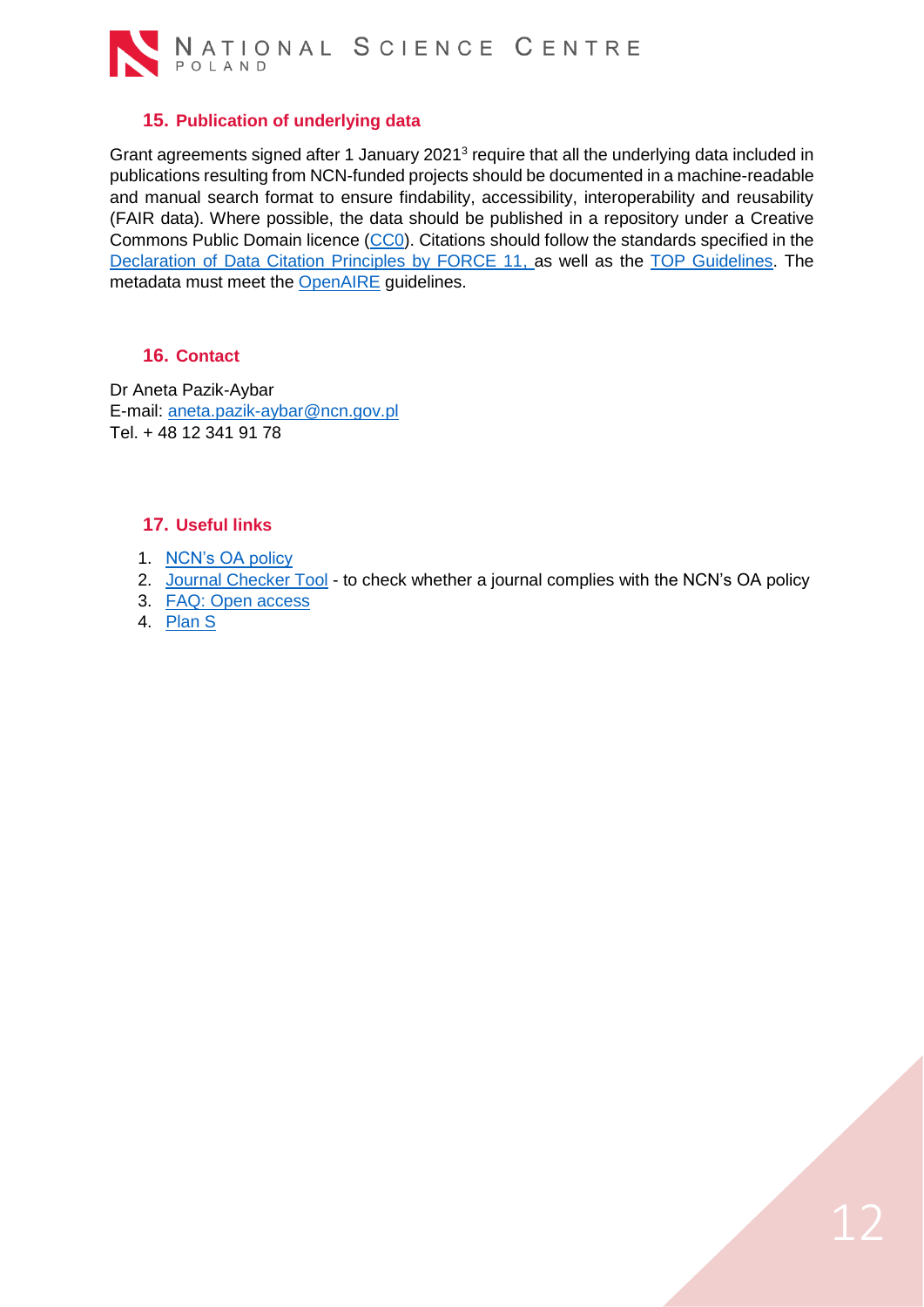## 15. Publication of underlying data

Grant agreements signed after 1 January 2021[3] require that all the underlying data included in publications resulting from NCN-funded projects should be documented in a machine-readable and manual search format to ensure findability, accessibility, interoperability and reusability (FAIR data). Where possible, the data should be published in a repository under a Creative Commons Public Domain licence (CC0). Citations should follow the standards specified in the Declaration of Data Citation Principles by FORCE 11, as well as the TOP Guidelines. The metadata must meet the OpenAIRE guidelines.

## 16. Contact

Dr Aneta Pazik-Aybar
E-mail: aneta.pazik-aybar@ncn.gov.pl
Tel. + 48 12 341 91 78

## 17. Useful links

1. NCN's OA policy
2. Journal Checker Tool - to check whether a journal complies with the NCN's OA policy
3. FAQ: Open access
4. Plan S